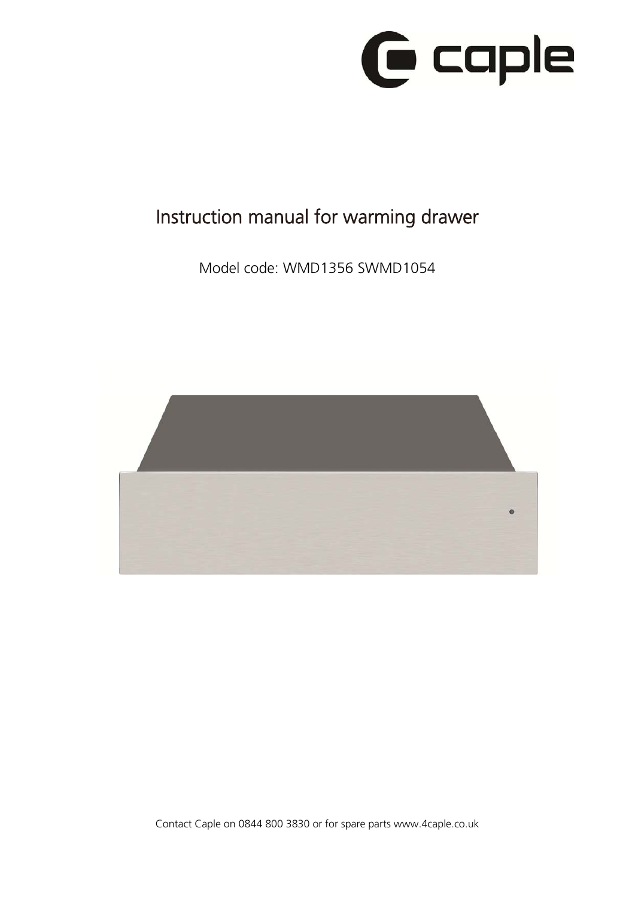caple

# Instruction manual for warming drawer

Model code: WMD1356 SWMD1054

Contact Caple on 0844 800 3830 or for spare parts www.4caple.co.uk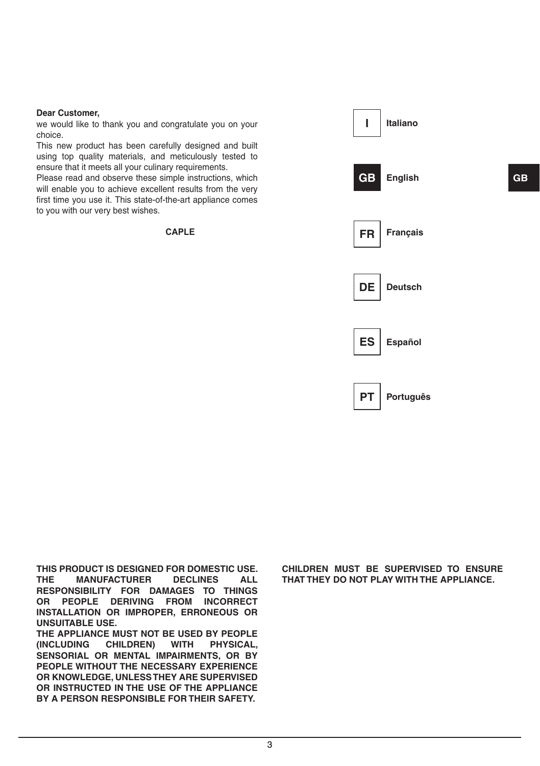**Dear Customer,**
we would like to thank you and congratulate you on your choice.
This new product has been carefully designed and built using top quality materials, and meticulously tested to ensure that it meets all your culinary requirements.
Please read and observe these simple instructions, which will enable you to achieve excellent results from the very first time you use it. This state-of-the-art appliance comes to you with our very best wishes.

**CAPLE**

| | |
|---|---|
| **I** | **Italiano** |
| **GB** | **English** |
| **FR** | **Français** |
| **DE** | **Deutsch** |
| **ES** | **Español** |
| **PT** | **Português** |

**THIS PRODUCT IS DESIGNED FOR DOMESTIC USE. THE MANUFACTURER DECLINES ALL RESPONSIBILITY FOR DAMAGES TO THINGS OR PEOPLE DERIVING FROM INCORRECT INSTALLATION OR IMPROPER, ERRONEOUS OR UNSUITABLE USE.**
**THE APPLIANCE MUST NOT BE USED BY PEOPLE (INCLUDING CHILDREN) WITH PHYSICAL, SENSORIAL OR MENTAL IMPAIRMENTS, OR BY PEOPLE WITHOUT THE NECESSARY EXPERIENCE OR KNOWLEDGE, UNLESS THEY ARE SUPERVISED OR INSTRUCTED IN THE USE OF THE APPLIANCE BY A PERSON RESPONSIBLE FOR THEIR SAFETY.**

**CHILDREN MUST BE SUPERVISED TO ENSURE THAT THEY DO NOT PLAY WITH THE APPLIANCE.**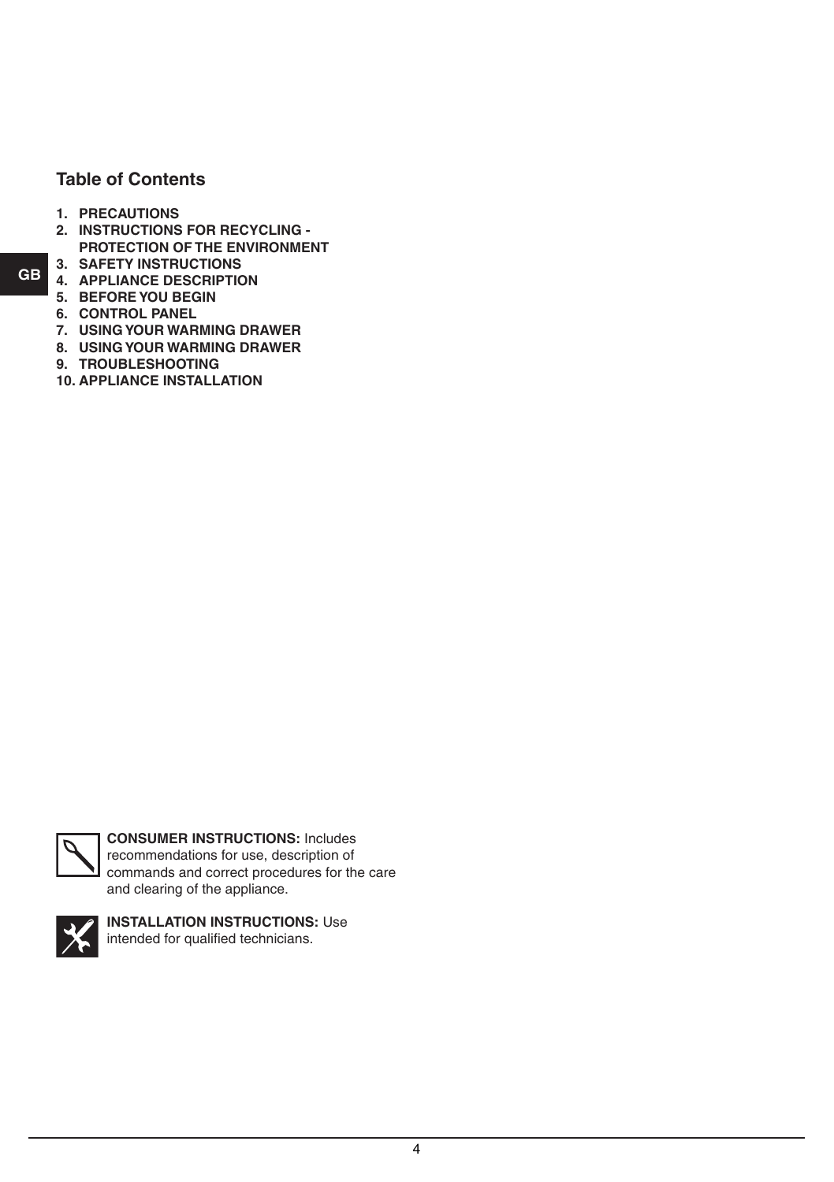## Table of Contents

1. PRECAUTIONS
2. INSTRUCTIONS FOR RECYCLING - PROTECTION OF THE ENVIRONMENT
3. SAFETY INSTRUCTIONS
4. APPLIANCE DESCRIPTION
5. BEFORE YOU BEGIN
6. CONTROL PANEL
7. USING YOUR WARMING DRAWER
8. USING YOUR WARMING DRAWER
9. TROUBLESHOOTING
10. APPLIANCE INSTALLATION

**CONSUMER INSTRUCTIONS:** Includes recommendations for use, description of commands and correct procedures for the care and clearing of the appliance.

**INSTALLATION INSTRUCTIONS:** Use intended for qualified technicians.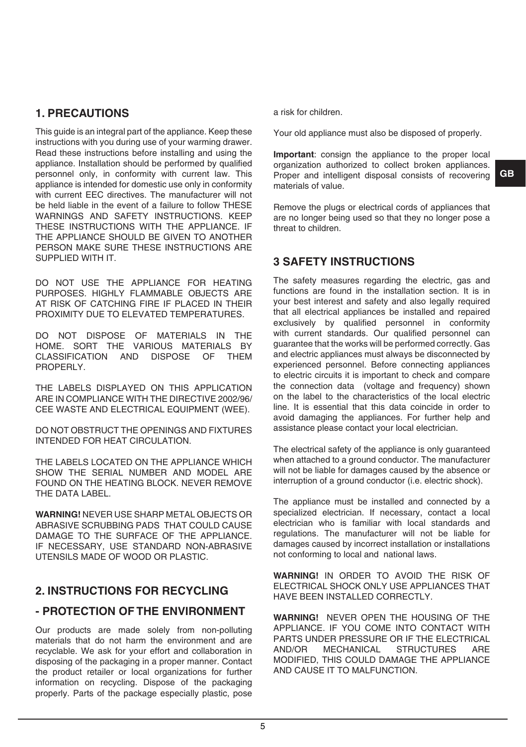## 1. PRECAUTIONS

This guide is an integral part of the appliance. Keep these instructions with you during use of your warming drawer. Read these instructions before installing and using the appliance. Installation should be performed by qualified personnel only, in conformity with current law. This appliance is intended for domestic use only in conformity with current EEC directives. The manufacturer will not be held liable in the event of a failure to follow THESE WARNINGS AND SAFETY INSTRUCTIONS. KEEP THESE INSTRUCTIONS WITH THE APPLIANCE. IF THE APPLIANCE SHOULD BE GIVEN TO ANOTHER PERSON MAKE SURE THESE INSTRUCTIONS ARE SUPPLIED WITH IT.

DO NOT USE THE APPLIANCE FOR HEATING PURPOSES. HIGHLY FLAMMABLE OBJECTS ARE AT RISK OF CATCHING FIRE IF PLACED IN THEIR PROXIMITY DUE TO ELEVATED TEMPERATURES.

DO NOT DISPOSE OF MATERIALS IN THE HOME. SORT THE VARIOUS MATERIALS BY CLASSIFICATION AND DISPOSE OF THEM PROPERLY.

THE LABELS DISPLAYED ON THIS APPLICATION ARE IN COMPLIANCE WITH THE DIRECTIVE 2002/96/ CEE WASTE AND ELECTRICAL EQUIPMENT (WEE).

DO NOT OBSTRUCT THE OPENINGS AND FIXTURES INTENDED FOR HEAT CIRCULATION.

THE LABELS LOCATED ON THE APPLIANCE WHICH SHOW THE SERIAL NUMBER AND MODEL ARE FOUND ON THE HEATING BLOCK. NEVER REMOVE THE DATA LABEL.

**WARNING!** NEVER USE SHARP METAL OBJECTS OR ABRASIVE SCRUBBING PADS THAT COULD CAUSE DAMAGE TO THE SURFACE OF THE APPLIANCE. IF NECESSARY, USE STANDARD NON-ABRASIVE UTENSILS MADE OF WOOD OR PLASTIC.

## 2. INSTRUCTIONS FOR RECYCLING

## - PROTECTION OF THE ENVIRONMENT

Our products are made solely from non-polluting materials that do not harm the environment and are recyclable. We ask for your effort and collaboration in disposing of the packaging in a proper manner. Contact the product retailer or local organizations for further information on recycling. Dispose of the packaging properly. Parts of the package especially plastic, pose a risk for children.

Your old appliance must also be disposed of properly.

**Important**: consign the appliance to the proper local organization authorized to collect broken appliances. Proper and intelligent disposal consists of recovering materials of value.

Remove the plugs or electrical cords of appliances that are no longer being used so that they no longer pose a threat to children.

## 3 SAFETY INSTRUCTIONS

The safety measures regarding the electric, gas and functions are found in the installation section. It is in your best interest and safety and also legally required that all electrical appliances be installed and repaired exclusively by qualified personnel in conformity with current standards. Our qualified personnel can guarantee that the works will be performed correctly. Gas and electric appliances must always be disconnected by experienced personnel. Before connecting appliances to electric circuits it is important to check and compare the connection data (voltage and frequency) shown on the label to the characteristics of the local electric line. It is essential that this data coincide in order to avoid damaging the appliances. For further help and assistance please contact your local electrician.

The electrical safety of the appliance is only guaranteed when attached to a ground conductor. The manufacturer will not be liable for damages caused by the absence or interruption of a ground conductor (i.e. electric shock).

The appliance must be installed and connected by a specialized electrician. If necessary, contact a local electrician who is familiar with local standards and regulations. The manufacturer will not be liable for damages caused by incorrect installation or installations not conforming to local and national laws.

**WARNING!** IN ORDER TO AVOID THE RISK OF ELECTRICAL SHOCK ONLY USE APPLIANCES THAT HAVE BEEN INSTALLED CORRECTLY.

**WARNING!** NEVER OPEN THE HOUSING OF THE APPLIANCE. IF YOU COME INTO CONTACT WITH PARTS UNDER PRESSURE OR IF THE ELECTRICAL AND/OR MECHANICAL STRUCTURES ARE MODIFIED, THIS COULD DAMAGE THE APPLIANCE AND CAUSE IT TO MALFUNCTION.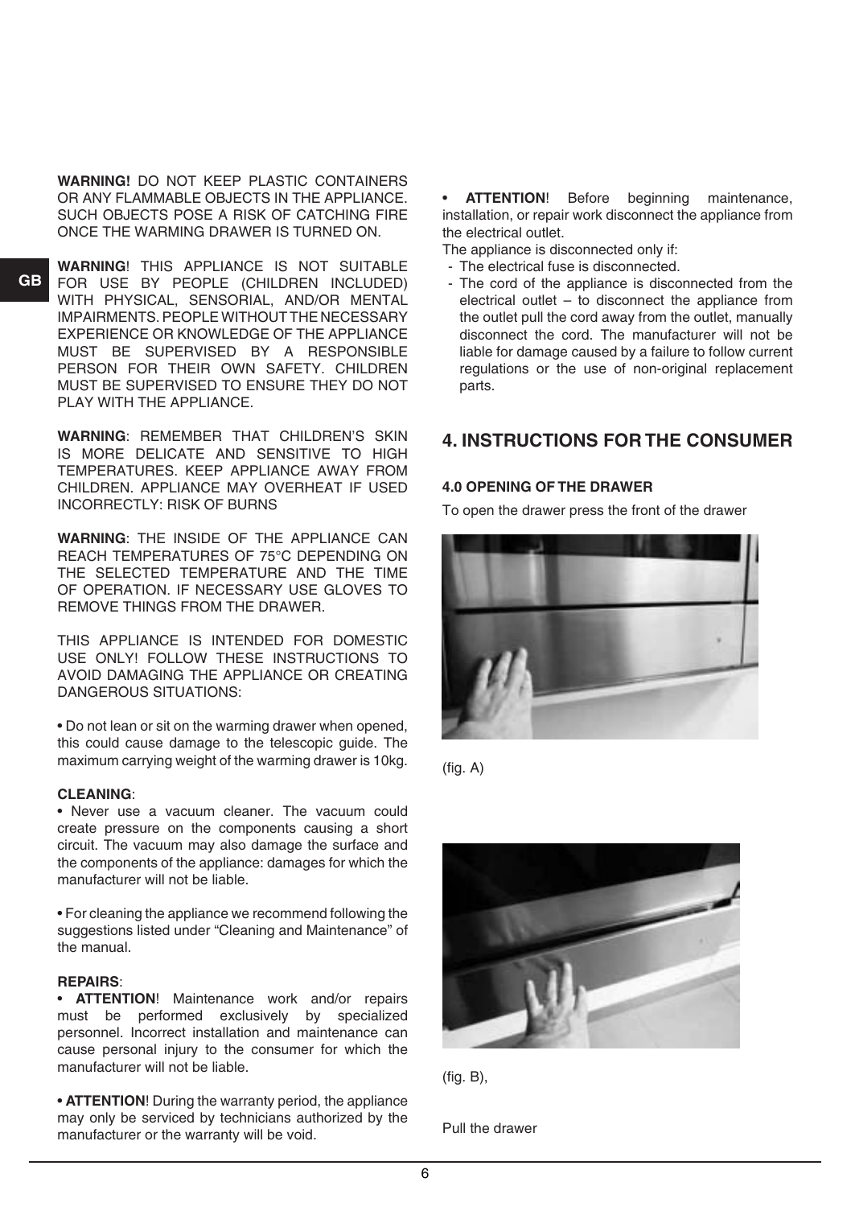**WARNING!** DO NOT KEEP PLASTIC CONTAINERS OR ANY FLAMMABLE OBJECTS IN THE APPLIANCE. SUCH OBJECTS POSE A RISK OF CATCHING FIRE ONCE THE WARMING DRAWER IS TURNED ON.

**WARNING**! THIS APPLIANCE IS NOT SUITABLE FOR USE BY PEOPLE (CHILDREN INCLUDED) WITH PHYSICAL, SENSORIAL, AND/OR MENTAL IMPAIRMENTS. PEOPLE WITHOUT THE NECESSARY EXPERIENCE OR KNOWLEDGE OF THE APPLIANCE MUST BE SUPERVISED BY A RESPONSIBLE PERSON FOR THEIR OWN SAFETY. CHILDREN MUST BE SUPERVISED TO ENSURE THEY DO NOT PLAY WITH THE APPLIANCE.

**WARNING**: REMEMBER THAT CHILDREN'S SKIN IS MORE DELICATE AND SENSITIVE TO HIGH TEMPERATURES. KEEP APPLIANCE AWAY FROM CHILDREN. APPLIANCE MAY OVERHEAT IF USED INCORRECTLY: RISK OF BURNS

**WARNING**: THE INSIDE OF THE APPLIANCE CAN REACH TEMPERATURES OF 75°C DEPENDING ON THE SELECTED TEMPERATURE AND THE TIME OF OPERATION. IF NECESSARY USE GLOVES TO REMOVE THINGS FROM THE DRAWER.

THIS APPLIANCE IS INTENDED FOR DOMESTIC USE ONLY! FOLLOW THESE INSTRUCTIONS TO AVOID DAMAGING THE APPLIANCE OR CREATING DANGEROUS SITUATIONS:

• Do not lean or sit on the warming drawer when opened, this could cause damage to the telescopic guide. The maximum carrying weight of the warming drawer is 10kg.

**CLEANING**:

• Never use a vacuum cleaner. The vacuum could create pressure on the components causing a short circuit. The vacuum may also damage the surface and the components of the appliance: damages for which the manufacturer will not be liable.

• For cleaning the appliance we recommend following the suggestions listed under "Cleaning and Maintenance" of the manual.

**REPAIRS**:

• **ATTENTION**! Maintenance work and/or repairs must be performed exclusively by specialized personnel. Incorrect installation and maintenance can cause personal injury to the consumer for which the manufacturer will not be liable.

• **ATTENTION**! During the warranty period, the appliance may only be serviced by technicians authorized by the manufacturer or the warranty will be void.

• **ATTENTION**! Before beginning maintenance, installation, or repair work disconnect the appliance from the electrical outlet.

The appliance is disconnected only if:

- The electrical fuse is disconnected.
- The cord of the appliance is disconnected from the electrical outlet – to disconnect the appliance from the outlet pull the cord away from the outlet, manually disconnect the cord. The manufacturer will not be liable for damage caused by a failure to follow current regulations or the use of non-original replacement parts.

## 4. INSTRUCTIONS FOR THE CONSUMER

### 4.0 OPENING OF THE DRAWER

To open the drawer press the front of the drawer

(fig. A)

(fig. B),

Pull the drawer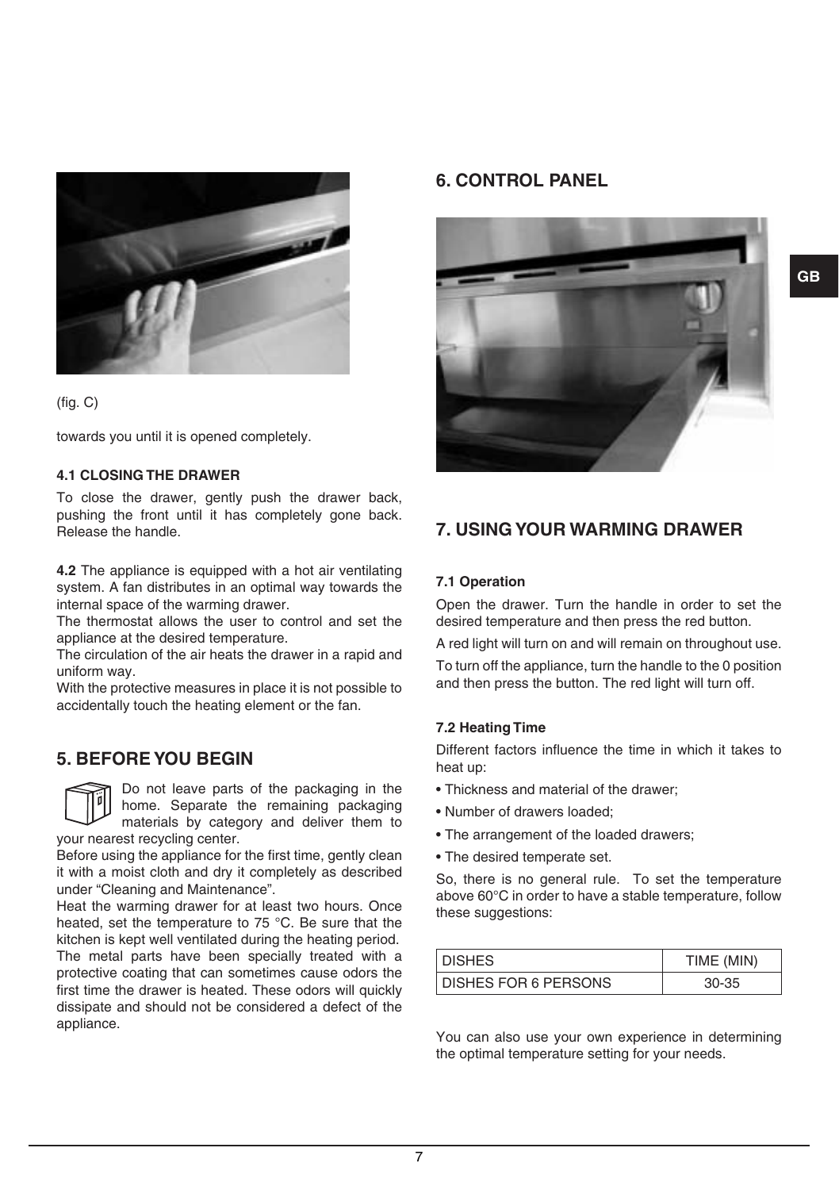(fig. C)

towards you until it is opened completely.

#### 4.1 CLOSING THE DRAWER

To close the drawer, gently push the drawer back, pushing the front until it has completely gone back. Release the handle.

**4.2** The appliance is equipped with a hot air ventilating system. A fan distributes in an optimal way towards the internal space of the warming drawer.
The thermostat allows the user to control and set the appliance at the desired temperature.
The circulation of the air heats the drawer in a rapid and uniform way.
With the protective measures in place it is not possible to accidentally touch the heating element or the fan.

## 5. BEFORE YOU BEGIN

Do not leave parts of the packaging in the home. Separate the remaining packaging materials by category and deliver them to your nearest recycling center.
Before using the appliance for the first time, gently clean it with a moist cloth and dry it completely as described under "Cleaning and Maintenance".
Heat the warming drawer for at least two hours. Once heated, set the temperature to 75 °C. Be sure that the kitchen is kept well ventilated during the heating period.
The metal parts have been specially treated with a protective coating that can sometimes cause odors the first time the drawer is heated. These odors will quickly dissipate and should not be considered a defect of the appliance.

## 6. CONTROL PANEL

## 7. USING YOUR WARMING DRAWER

#### 7.1 Operation

Open the drawer. Turn the handle in order to set the desired temperature and then press the red button.

A red light will turn on and will remain on throughout use.

To turn off the appliance, turn the handle to the 0 position and then press the button. The red light will turn off.

#### 7.2 Heating Time

Different factors influence the time in which it takes to heat up:

- Thickness and material of the drawer;
- Number of drawers loaded;
- The arrangement of the loaded drawers;
- The desired temperate set.

So, there is no general rule. To set the temperature above 60°C in order to have a stable temperature, follow these suggestions:

| DISHES | TIME (MIN) |
|---|---|
| DISHES FOR 6 PERSONS | 30-35 |

You can also use your own experience in determining the optimal temperature setting for your needs.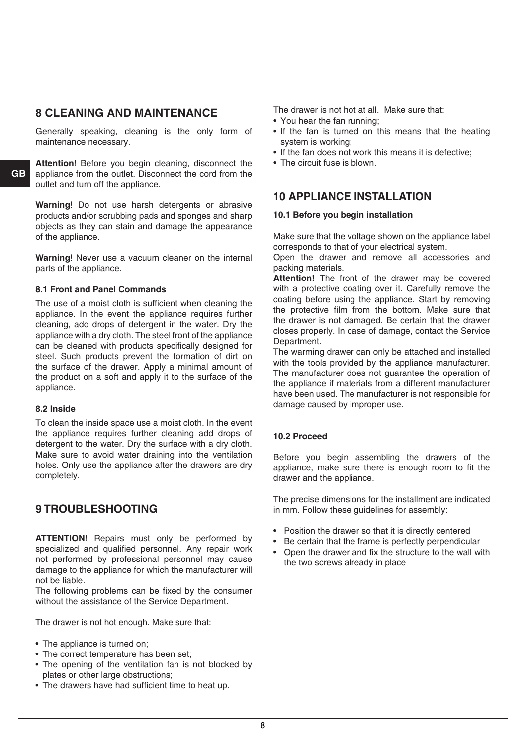## 8 CLEANING AND MAINTENANCE

Generally speaking, cleaning is the only form of maintenance necessary.

**Attention**! Before you begin cleaning, disconnect the appliance from the outlet. Disconnect the cord from the outlet and turn off the appliance.

**Warning**! Do not use harsh detergents or abrasive products and/or scrubbing pads and sponges and sharp objects as they can stain and damage the appearance of the appliance.

**Warning**! Never use a vacuum cleaner on the internal parts of the appliance.

### 8.1 Front and Panel Commands

The use of a moist cloth is sufficient when cleaning the appliance. In the event the appliance requires further cleaning, add drops of detergent in the water. Dry the appliance with a dry cloth. The steel front of the appliance can be cleaned with products specifically designed for steel. Such products prevent the formation of dirt on the surface of the drawer. Apply a minimal amount of the product on a soft and apply it to the surface of the appliance.

### 8.2 Inside

To clean the inside space use a moist cloth. In the event the appliance requires further cleaning add drops of detergent to the water. Dry the surface with a dry cloth. Make sure to avoid water draining into the ventilation holes. Only use the appliance after the drawers are dry completely.

## 9 TROUBLESHOOTING

**ATTENTION**! Repairs must only be performed by specialized and qualified personnel. Any repair work not performed by professional personnel may cause damage to the appliance for which the manufacturer will not be liable.
The following problems can be fixed by the consumer without the assistance of the Service Department.

The drawer is not hot enough. Make sure that:

- The appliance is turned on;
- The correct temperature has been set;
- The opening of the ventilation fan is not blocked by plates or other large obstructions;
- The drawers have had sufficient time to heat up.

The drawer is not hot at all. Make sure that:

- You hear the fan running;
- If the fan is turned on this means that the heating system is working;
- If the fan does not work this means it is defective;
- The circuit fuse is blown.

## 10 APPLIANCE INSTALLATION

### 10.1 Before you begin installation

Make sure that the voltage shown on the appliance label corresponds to that of your electrical system.
Open the drawer and remove all accessories and packing materials.
**Attention!** The front of the drawer may be covered with a protective coating over it. Carefully remove the coating before using the appliance. Start by removing the protective film from the bottom. Make sure that the drawer is not damaged. Be certain that the drawer closes properly. In case of damage, contact the Service Department.
The warming drawer can only be attached and installed with the tools provided by the appliance manufacturer. The manufacturer does not guarantee the operation of the appliance if materials from a different manufacturer have been used. The manufacturer is not responsible for damage caused by improper use.

### 10.2 Proceed

Before you begin assembling the drawers of the appliance, make sure there is enough room to fit the drawer and the appliance.

The precise dimensions for the installment are indicated in mm. Follow these guidelines for assembly:

- Position the drawer so that it is directly centered
- Be certain that the frame is perfectly perpendicular
- Open the drawer and fix the structure to the wall with the two screws already in place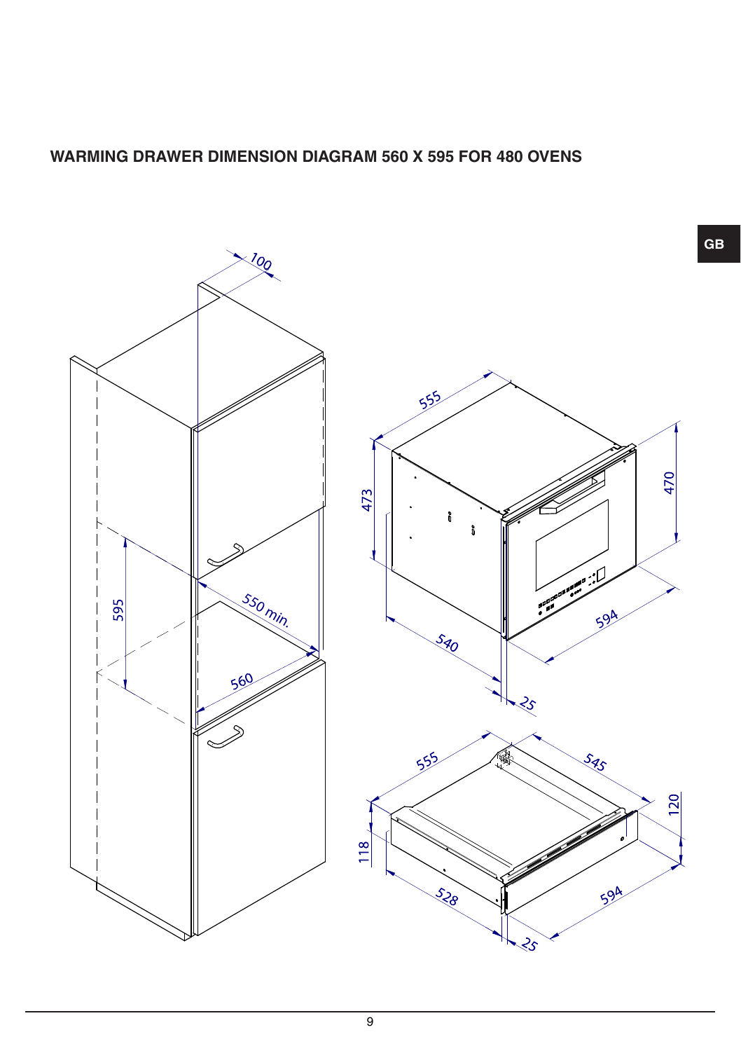## WARMING DRAWER DIMENSION DIAGRAM 560 X 595 FOR 480 OVENS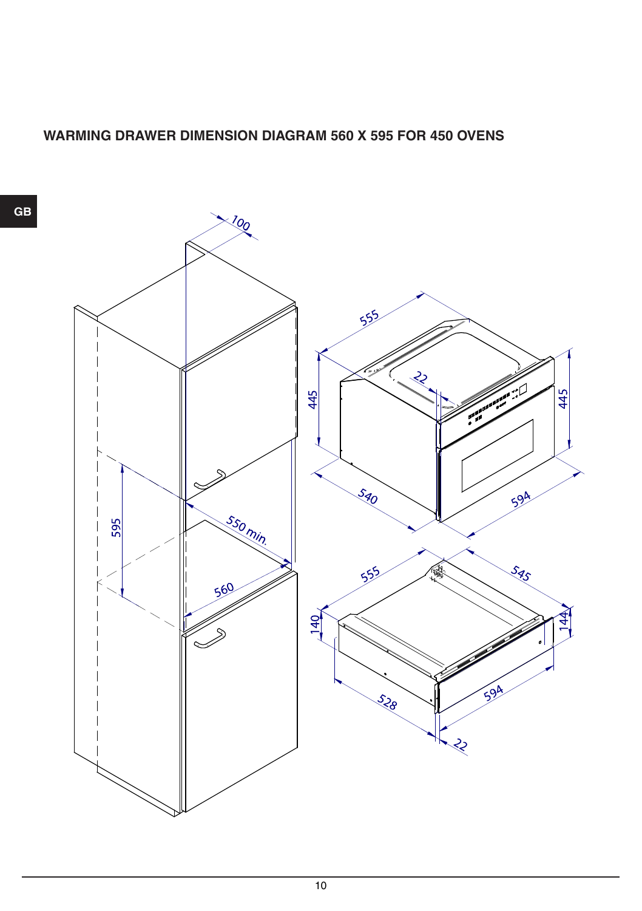## WARMING DRAWER DIMENSION DIAGRAM 560 X 595 FOR 450 OVENS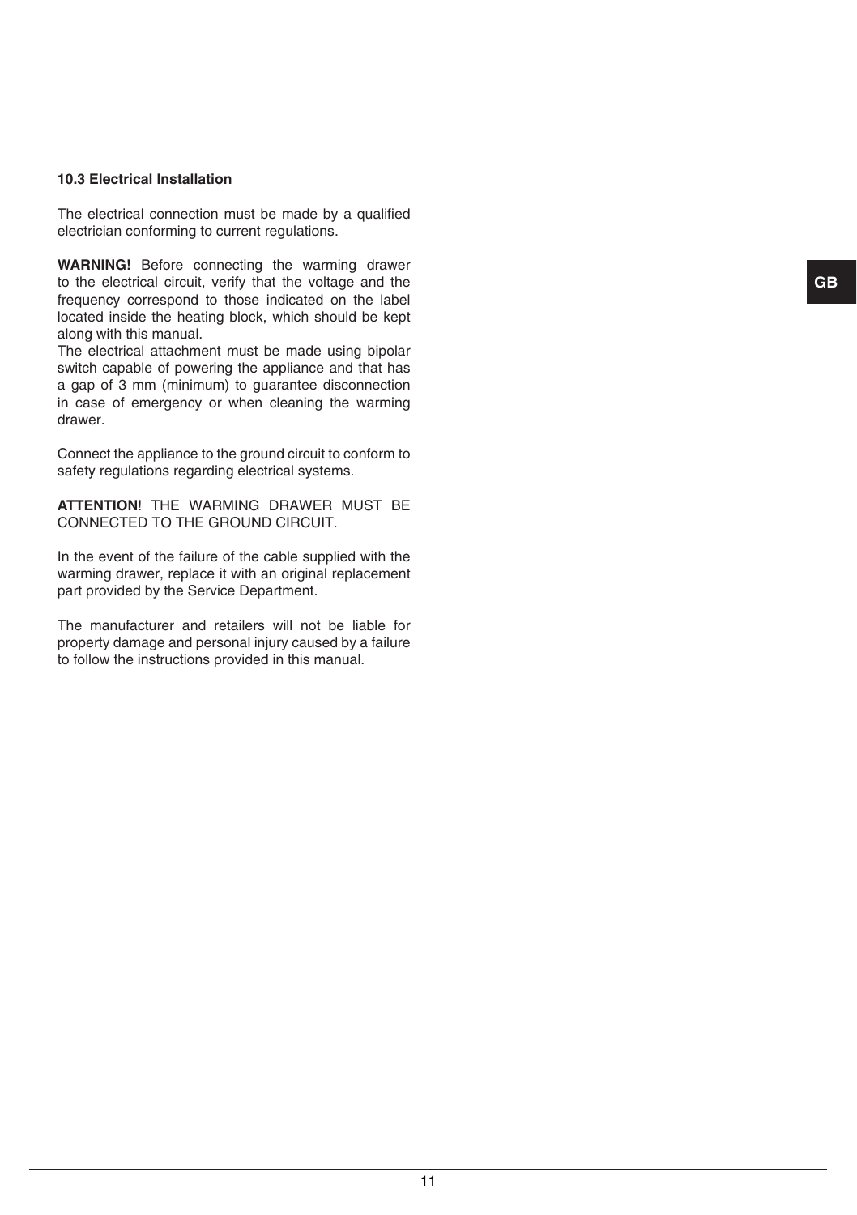### 10.3 Electrical Installation

The electrical connection must be made by a qualified electrician conforming to current regulations.

**WARNING!** Before connecting the warming drawer to the electrical circuit, verify that the voltage and the frequency correspond to those indicated on the label located inside the heating block, which should be kept along with this manual.
The electrical attachment must be made using bipolar switch capable of powering the appliance and that has a gap of 3 mm (minimum) to guarantee disconnection in case of emergency or when cleaning the warming drawer.

Connect the appliance to the ground circuit to conform to safety regulations regarding electrical systems.

**ATTENTION**! THE WARMING DRAWER MUST BE CONNECTED TO THE GROUND CIRCUIT.

In the event of the failure of the cable supplied with the warming drawer, replace it with an original replacement part provided by the Service Department.

The manufacturer and retailers will not be liable for property damage and personal injury caused by a failure to follow the instructions provided in this manual.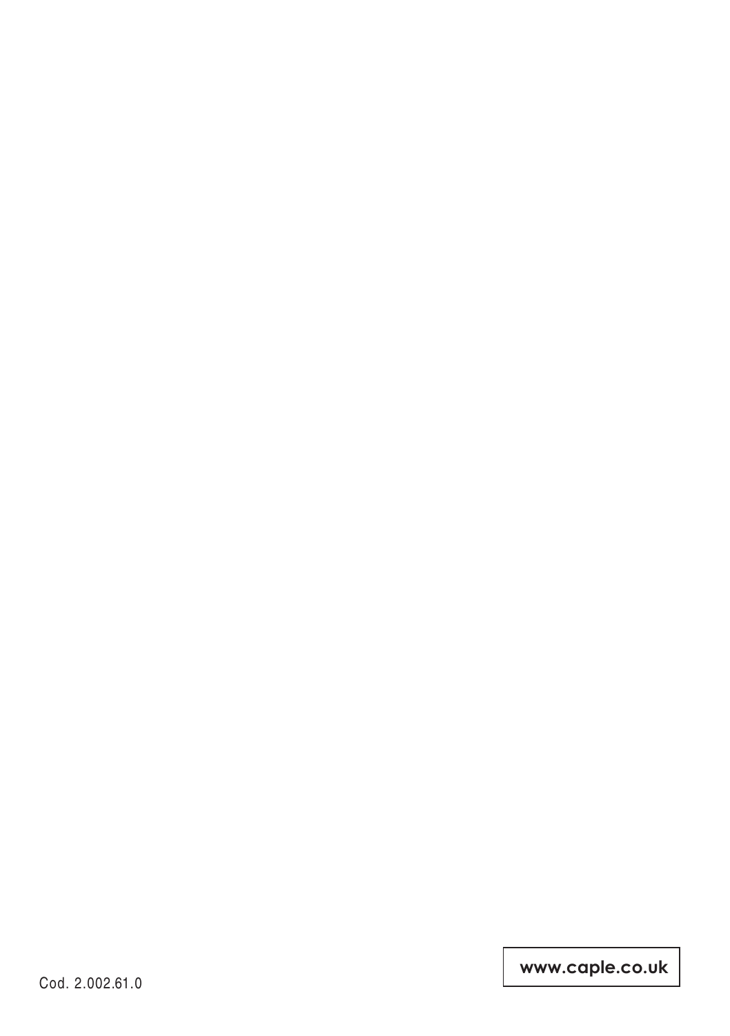Cod. 2.002.61.0

www.caple.co.uk